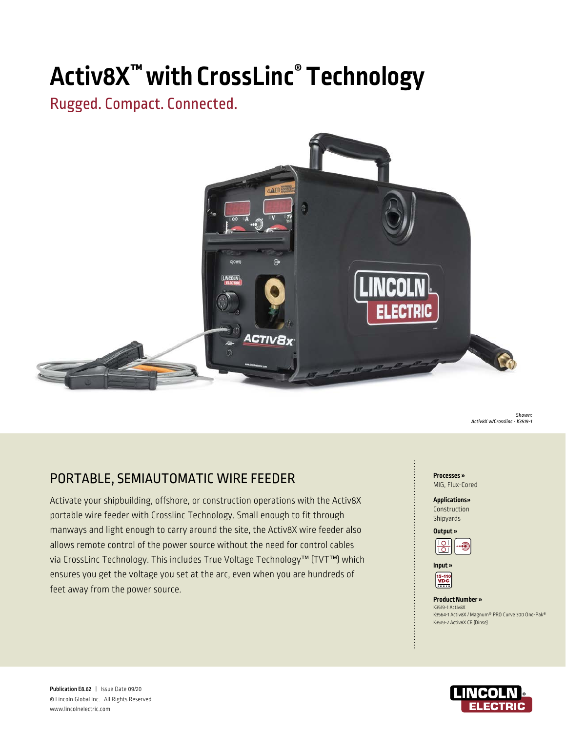# Activ8X™ with CrossLinc® Technology

## Rugged. Compact. Connected.

*Shown: Activ8X w/Crosslinc - K3519-1*

## PORTABLE, SEMIAUTOMATIC WIRE FEEDER

Activate your shipbuilding, offshore, or construction operations with the Activ8X portable wire feeder with Crosslinc Technology. Small enough to fit through manways and light enough to carry around the site, the Activ8X wire feeder also allows remote control of the power source without the need for control cables via CrossLinc Technology. This includes True Voltage Technology™ (TVT™) which ensures you get the voltage you set at the arc, even when you are hundreds of feet away from the power source.

**Processes »**
MIG, Flux-Cored

**Applications»**
Construction
Shipyards

**Output »**

**Input »**
15-110 VDC

**Product Number »**
K3519-1 Activ8X
K3564-1 Activ8X / Magnum® PRO Curve 300 One-Pak®
K3519-2 Activ8X CE (Dinse)

**Publication E8.62** | Issue Date 09/20
© Lincoln Global Inc. All Rights Reserved
www.lincolnelectric.com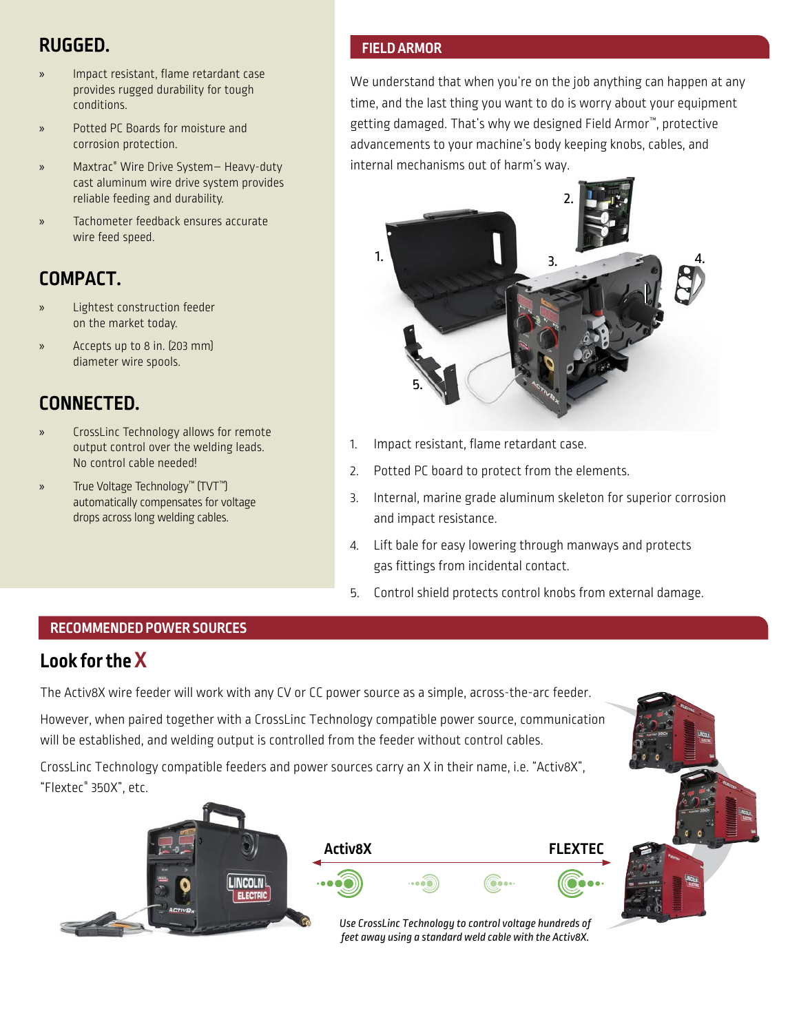## RUGGED.

- Impact resistant, flame retardant case provides rugged durability for tough conditions.
- Potted PC Boards for moisture and corrosion protection.
- Maxtrac® Wire Drive System– Heavy-duty cast aluminum wire drive system provides reliable feeding and durability.
- Tachometer feedback ensures accurate wire feed speed.

## COMPACT.

- Lightest construction feeder on the market today.
- Accepts up to 8 in. (203 mm) diameter wire spools.

## CONNECTED.

- CrossLinc Technology allows for remote output control over the welding leads. No control cable needed!
- True Voltage Technology™ (TVT™) automatically compensates for voltage drops across long welding cables.

## FIELD ARMOR

We understand that when you're on the job anything can happen at any time, and the last thing you want to do is worry about your equipment getting damaged. That's why we designed Field Armor™, protective advancements to your machine's body keeping knobs, cables, and internal mechanisms out of harm's way.

1. Impact resistant, flame retardant case.
2. Potted PC board to protect from the elements.
3. Internal, marine grade aluminum skeleton for superior corrosion and impact resistance.
4. Lift bale for easy lowering through manways and protects gas fittings from incidental contact.
5. Control shield protects control knobs from external damage.

## RECOMMENDED POWER SOURCES

### Look for the X

The Activ8X wire feeder will work with any CV or CC power source as a simple, across-the-arc feeder.

However, when paired together with a CrossLinc Technology compatible power source, communication will be established, and welding output is controlled from the feeder without control cables.

CrossLinc Technology compatible feeders and power sources carry an X in their name, i.e. "Activ8X", "Flextec® 350X", etc.

Activ8X — FLEXTEC

*Use CrossLinc Technology to control voltage hundreds of feet away using a standard weld cable with the Activ8X.*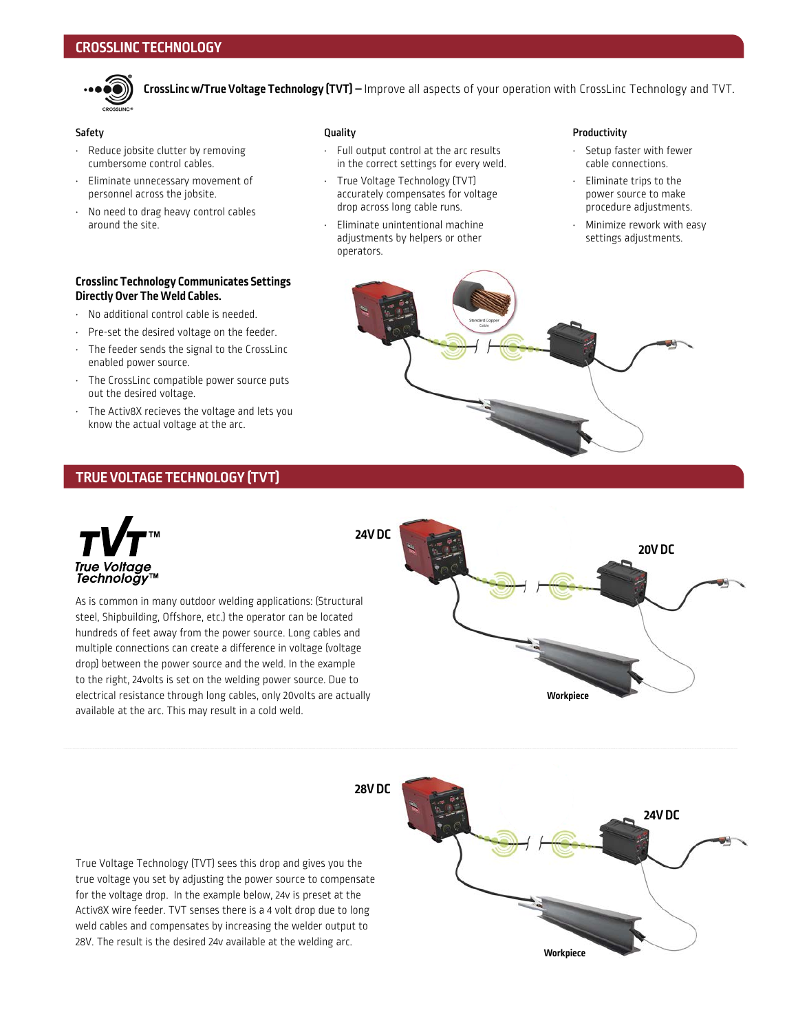## CROSSLINC TECHNOLOGY

**CrossLinc w/True Voltage Technology (TVT) –** Improve all aspects of your operation with CrossLinc Technology and TVT.

### Safety

- Reduce jobsite clutter by removing cumbersome control cables.
- Eliminate unnecessary movement of personnel across the jobsite.
- No need to drag heavy control cables around the site.

### Quality

- Full output control at the arc results in the correct settings for every weld.
- True Voltage Technology (TVT) accurately compensates for voltage drop across long cable runs.
- Eliminate unintentional machine adjustments by helpers or other operators.

### Productivity

- Setup faster with fewer cable connections.
- Eliminate trips to the power source to make procedure adjustments.
- Minimize rework with easy settings adjustments.

### Crosslinc Technology Communicates Settings Directly Over The Weld Cables.

- No additional control cable is needed.
- Pre-set the desired voltage on the feeder.
- The feeder sends the signal to the CrossLinc enabled power source.
- The CrossLinc compatible power source puts out the desired voltage.
- The Activ8X recieves the voltage and lets you know the actual voltage at the arc.

Standard Copper Cable

## TRUE VOLTAGE TECHNOLOGY (TVT)

TVT™ True Voltage Technology™

As is common in many outdoor welding applications: (Structural steel, Shipbuilding, Offshore, etc.) the operator can be located hundreds of feet away from the power source. Long cables and multiple connections can create a difference in voltage (voltage drop) between the power source and the weld. In the example to the right, 24volts is set on the welding power source. Due to electrical resistance through long cables, only 20volts are actually available at the arc. This may result in a cold weld.

24V DC

20V DC

Workpiece

True Voltage Technology (TVT) sees this drop and gives you the true voltage you set by adjusting the power source to compensate for the voltage drop. In the example below, 24v is preset at the Activ8X wire feeder. TVT senses there is a 4 volt drop due to long weld cables and compensates by increasing the welder output to 28V. The result is the desired 24v available at the welding arc.

28V DC

24V DC

Workpiece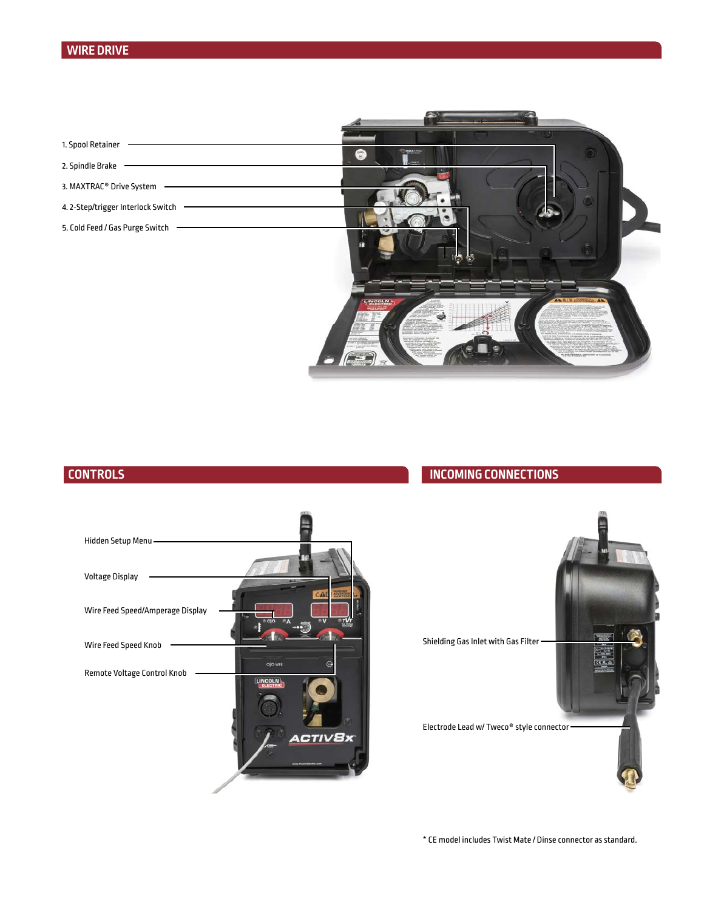## WIRE DRIVE

1. Spool Retainer
2. Spindle Brake
3. MAXTRAC® Drive System
4. 2-Step/trigger Interlock Switch
5. Cold Feed / Gas Purge Switch

## CONTROLS

Hidden Setup Menu

Voltage Display

Wire Feed Speed/Amperage Display

Wire Feed Speed Knob

Remote Voltage Control Knob

## INCOMING CONNECTIONS

Shielding Gas Inlet with Gas Filter

Electrode Lead w/ Tweco® style connector

* CE model includes Twist Mate / Dinse connector as standard.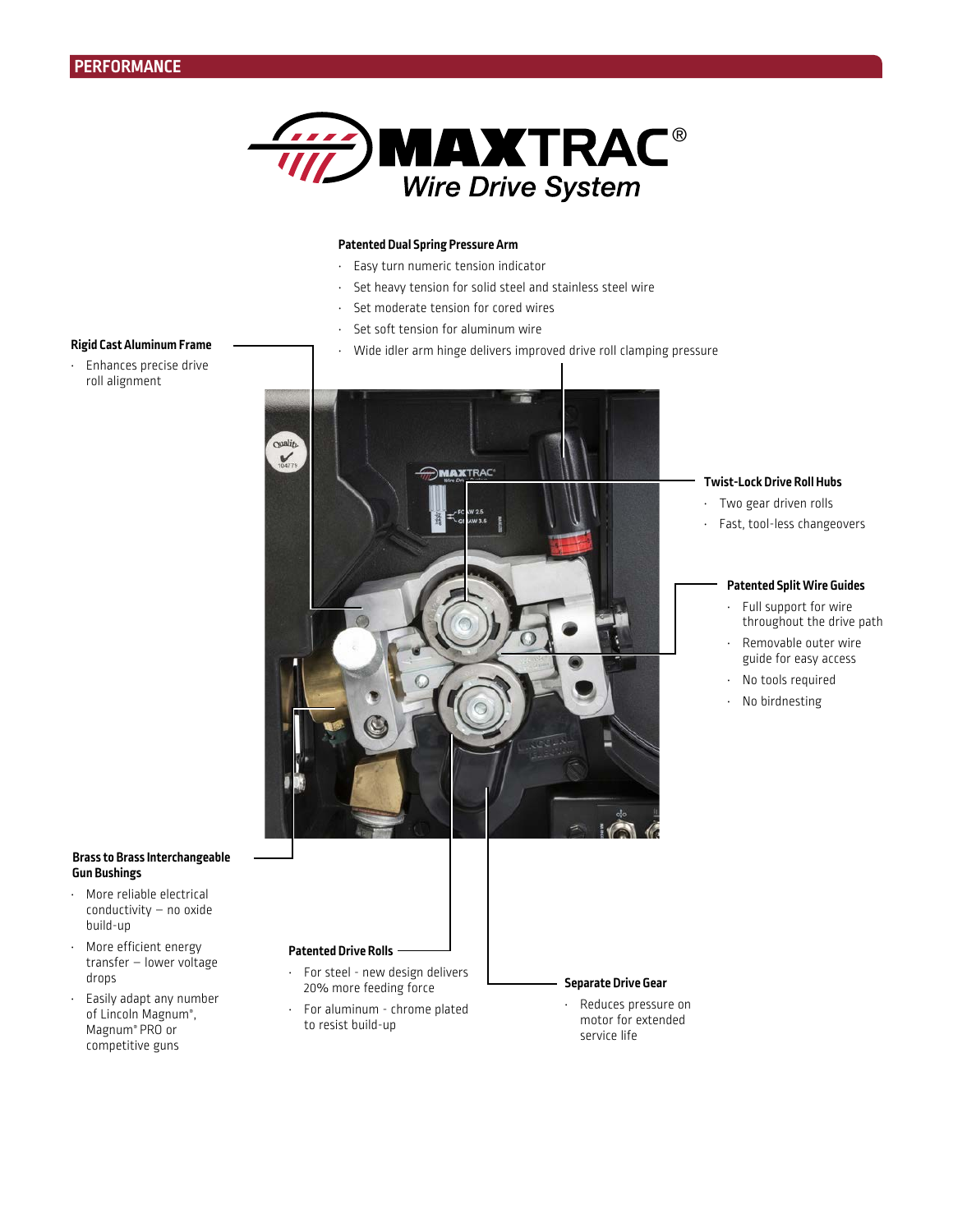## PERFORMANCE

# MAXTRAC® Wire Drive System

**Patented Dual Spring Pressure Arm**

- Easy turn numeric tension indicator
- Set heavy tension for solid steel and stainless steel wire
- Set moderate tension for cored wires
- Set soft tension for aluminum wire
- Wide idler arm hinge delivers improved drive roll clamping pressure

**Rigid Cast Aluminum Frame**

- Enhances precise drive roll alignment

**Twist-Lock Drive Roll Hubs**

- Two gear driven rolls
- Fast, tool-less changeovers

**Patented Split Wire Guides**

- Full support for wire throughout the drive path
- Removable outer wire guide for easy access
- No tools required
- No birdnesting

**Brass to Brass Interchangeable Gun Bushings**

- More reliable electrical conductivity – no oxide build-up
- More efficient energy transfer – lower voltage drops
- Easily adapt any number of Lincoln Magnum®, Magnum® PRO or competitive guns

**Patented Drive Rolls**

- For steel - new design delivers 20% more feeding force
- For aluminum - chrome plated to resist build-up

**Separate Drive Gear**

- Reduces pressure on motor for extended service life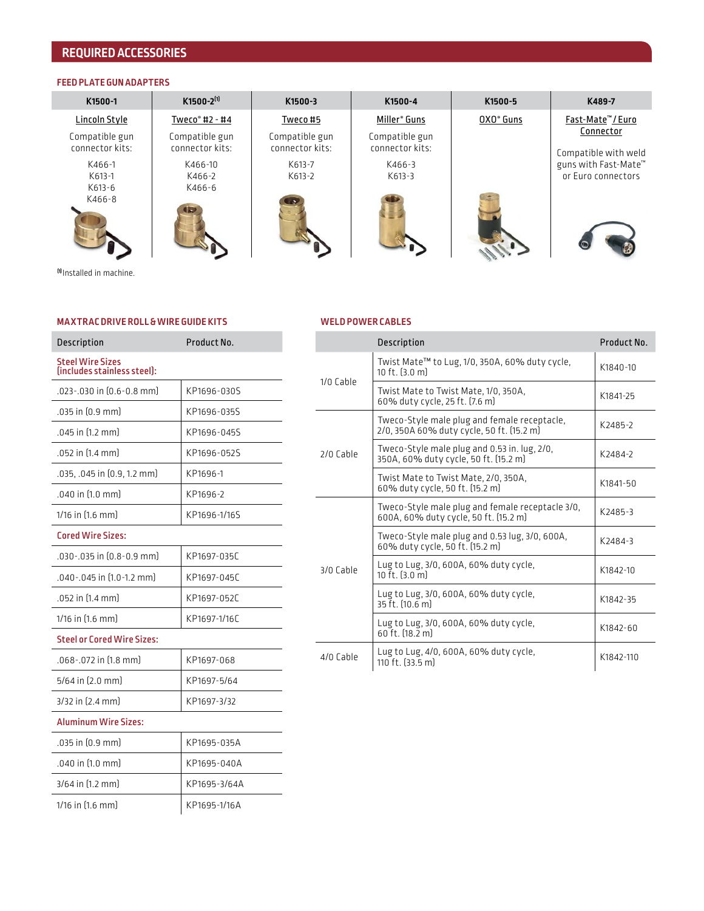# REQUIRED ACCESSORIES

## FEED PLATE GUN ADAPTERS

| K1500-1 | K1500-2[1] | K1500-3 | K1500-4 | K1500-5 | K489-7 |
|---|---|---|---|---|---|
| Lincoln Style | Tweco® #2 - #4 | Tweco #5 | Miller® Guns | OXO® Guns | Fast-Mate™ / Euro Connector |
| Compatible gun connector kits: | Compatible gun connector kits: | Compatible gun connector kits: | Compatible gun connector kits: | | Compatible with weld guns with Fast-Mate™ or Euro connectors |
| K466-1<br>K613-1<br>K613-6<br>K466-8 | K466-10<br>K466-2<br>K466-6 | K613-7<br>K613-2 | K466-3<br>K613-3 | | |

[1] Installed in machine.

## MAXTRAC DRIVE ROLL & WIRE GUIDE KITS

| Description | Product No. |
|---|---|
| **Steel Wire Sizes (includes stainless steel):** | |
| .023-.030 in (0.6-0.8 mm) | KP1696-030S |
| .035 in (0.9 mm) | KP1696-035S |
| .045 in (1.2 mm) | KP1696-045S |
| .052 in (1.4 mm) | KP1696-052S |
| .035, .045 in (0.9, 1.2 mm) | KP1696-1 |
| .040 in (1.0 mm) | KP1696-2 |
| 1/16 in (1.6 mm) | KP1696-1/16S |
| **Cored Wire Sizes:** | |
| .030-.035 in (0.8-0.9 mm) | KP1697-035C |
| .040-.045 in (1.0-1.2 mm) | KP1697-045C |
| .052 in (1.4 mm) | KP1697-052C |
| 1/16 in (1.6 mm) | KP1697-1/16C |
| **Steel or Cored Wire Sizes:** | |
| .068-.072 in (1.8 mm) | KP1697-068 |
| 5/64 in (2.0 mm) | KP1697-5/64 |
| 3/32 in (2.4 mm) | KP1697-3/32 |
| **Aluminum Wire Sizes:** | |
| .035 in (0.9 mm) | KP1695-035A |
| .040 in (1.0 mm) | KP1695-040A |
| 3/64 in (1.2 mm) | KP1695-3/64A |
| 1/16 in (1.6 mm) | KP1695-1/16A |

## WELD POWER CABLES

| | Description | Product No. |
|---|---|---|
| 1/0 Cable | Twist Mate™ to Lug, 1/0, 350A, 60% duty cycle, 10 ft. (3.0 m) | K1840-10 |
| | Twist Mate to Twist Mate, 1/0, 350A, 60% duty cycle, 25 ft. (7.6 m) | K1841-25 |
| 2/0 Cable | Tweco-Style male plug and female receptacle, 2/0, 350A 60% duty cycle, 50 ft. (15.2 m) | K2485-2 |
| | Tweco-Style male plug and 0.53 in. lug, 2/0, 350A, 60% duty cycle, 50 ft. (15.2 m) | K2484-2 |
| | Twist Mate to Twist Mate, 2/0, 350A, 60% duty cycle, 50 ft. (15.2 m) | K1841-50 |
| 3/0 Cable | Tweco-Style male plug and female receptacle 3/0, 600A, 60% duty cycle, 50 ft. (15.2 m) | K2485-3 |
| | Tweco-Style male plug and 0.53 lug, 3/0, 600A, 60% duty cycle, 50 ft. (15.2 m) | K2484-3 |
| | Lug to Lug, 3/0, 600A, 60% duty cycle, 10 ft. (3.0 m) | K1842-10 |
| | Lug to Lug, 3/0, 600A, 60% duty cycle, 35 ft. (10.6 m) | K1842-35 |
| | Lug to Lug, 3/0, 600A, 60% duty cycle, 60 ft. (18.2 m) | K1842-60 |
| 4/0 Cable | Lug to Lug, 4/0, 600A, 60% duty cycle, 110 ft. (33.5 m) | K1842-110 |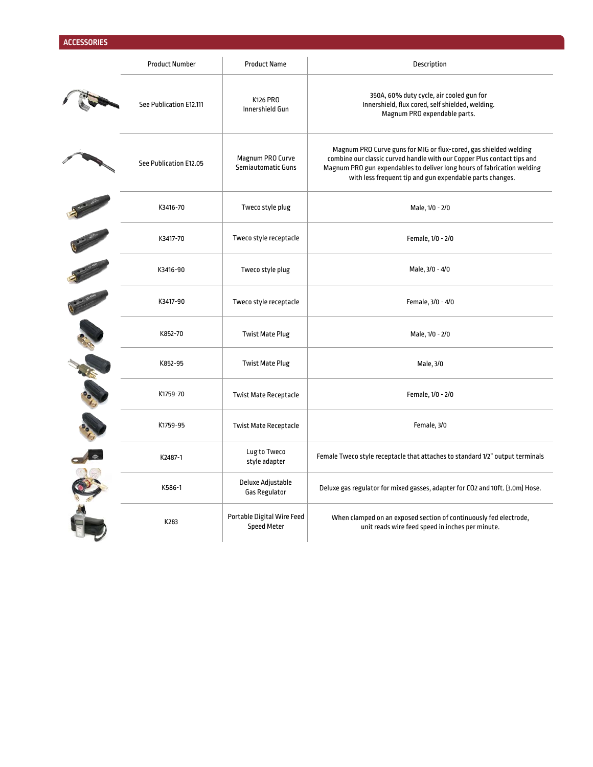## ACCESSORIES

| Product Number | Product Name | Description |
|---|---|---|
| See Publication E12.111 | K126 PRO Innershield Gun | 350A, 60% duty cycle, air cooled gun for Innershield, flux cored, self shielded, welding. Magnum PRO expendable parts. |
| See Publication E12.05 | Magnum PRO Curve Semiautomatic Guns | Magnum PRO Curve guns for MIG or flux-cored, gas shielded welding combine our classic curved handle with our Copper Plus contact tips and Magnum PRO gun expendables to deliver long hours of fabrication welding with less frequent tip and gun expendable parts changes. |
| K3416-70 | Tweco style plug | Male, 1/0 - 2/0 |
| K3417-70 | Tweco style receptacle | Female, 1/0 - 2/0 |
| K3416-90 | Tweco style plug | Male, 3/0 - 4/0 |
| K3417-90 | Tweco style receptacle | Female, 3/0 - 4/0 |
| K852-70 | Twist Mate Plug | Male, 1/0 - 2/0 |
| K852-95 | Twist Mate Plug | Male, 3/0 |
| K1759-70 | Twist Mate Receptacle | Female, 1/0 - 2/0 |
| K1759-95 | Twist Mate Receptacle | Female, 3/0 |
| K2487-1 | Lug to Tweco style adapter | Female Tweco style receptacle that attaches to standard 1/2" output terminals |
| K586-1 | Deluxe Adjustable Gas Regulator | Deluxe gas regulator for mixed gasses, adapter for CO2 and 10ft. (3.0m) Hose. |
| K283 | Portable Digital Wire Feed Speed Meter | When clamped on an exposed section of continuously fed electrode, unit reads wire feed speed in inches per minute. |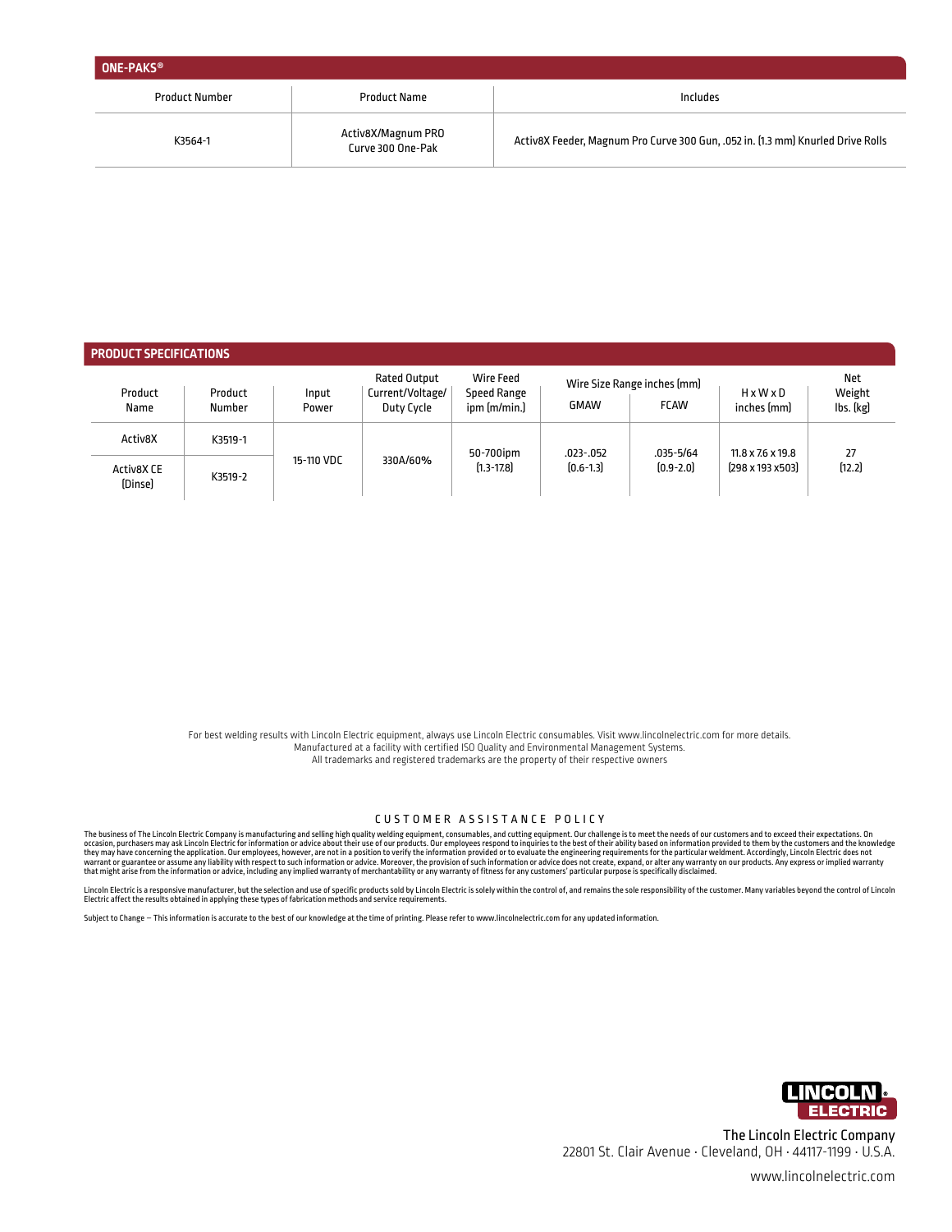## ONE-PAKS®

| Product Number | Product Name | Includes |
|---|---|---|
| K3564-1 | Activ8X/Magnum PRO Curve 300 One-Pak | Activ8X Feeder, Magnum Pro Curve 300 Gun, .052 in. (1.3 mm) Knurled Drive Rolls |

## PRODUCT SPECIFICATIONS

| Product Name | Product Number | Input Power | Rated Output Current/Voltage/ Duty Cycle | Wire Feed Speed Range ipm (m/min.) | Wire Size Range inches (mm) | | H x W x D inches (mm) | Net Weight lbs. (kg) |
|---|---|---|---|---|---|---|---|---|
| | | | | | GMAW | FCAW | | |
| Activ8X | K3519-1 | 15-110 VDC | 330A/60% | 50-700ipm (1.3-17.8) | .023-.052 (0.6-1.3) | .035-5/64 (0.9-2.0) | 11.8 x 7.6 x 19.8 (298 x 193 x503) | 27 (12.2) |
| Activ8X CE (Dinse) | K3519-2 | | | | | | | |

For best welding results with Lincoln Electric equipment, always use Lincoln Electric consumables. Visit www.lincolnelectric.com for more details.
Manufactured at a facility with certified ISO Quality and Environmental Management Systems.
All trademarks and registered trademarks are the property of their respective owners

### CUSTOMER ASSISTANCE POLICY

The business of The Lincoln Electric Company is manufacturing and selling high quality welding equipment, consumables, and cutting equipment. Our challenge is to meet the needs of our customers and to exceed their expectations. On occasion, purchasers may ask Lincoln Electric for information or advice about their use of our products. Our employees respond to inquiries to the best of their ability based on information provided to them by the customers and the knowledge they may have concerning the application. Our employees, however, are not in a position to verify the information provided or to evaluate the engineering requirements for the particular weldment. Accordingly, Lincoln Electric does not warrant or guarantee or assume any liability with respect to such information or advice. Moreover, the provision of such information or advice does not create, expand, or alter any warranty on our products. Any express or implied warranty that might arise from the information or advice, including any implied warranty of merchantability or any warranty of fitness for any customers' particular purpose is specifically disclaimed.

Lincoln Electric is a responsive manufacturer, but the selection and use of specific products sold by Lincoln Electric is solely within the control of, and remains the sole responsibility of the customer. Many variables beyond the control of Lincoln Electric affect the results obtained in applying these types of fabrication methods and service requirements.

Subject to Change – This information is accurate to the best of our knowledge at the time of printing. Please refer to www.lincolnelectric.com for any updated information.

LINCOLN ELECTRIC

The Lincoln Electric Company
22801 St. Clair Avenue · Cleveland, OH · 44117-1199 · U.S.A.

www.lincolnelectric.com